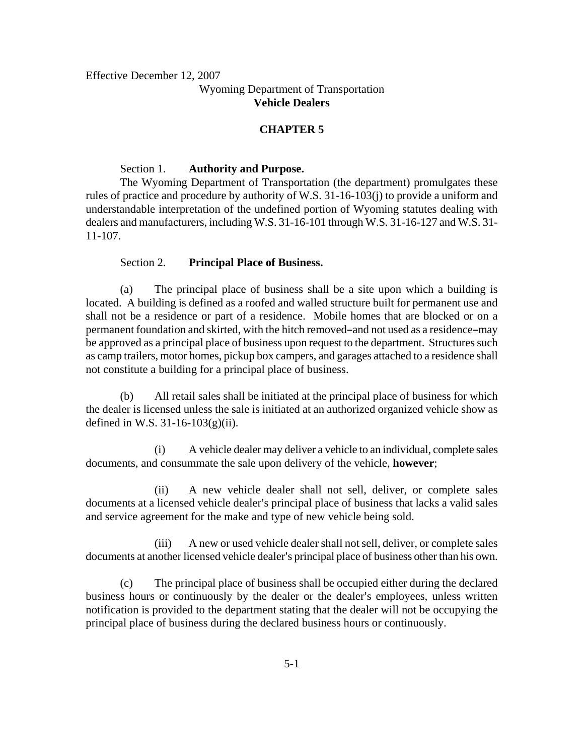Effective December 12, 2007

Wyoming Department of Transportation
**Vehicle Dealers**

## CHAPTER 5

Section 1. **Authority and Purpose.**

The Wyoming Department of Transportation (the department) promulgates these rules of practice and procedure by authority of W.S. 31-16-103(j) to provide a uniform and understandable interpretation of the undefined portion of Wyoming statutes dealing with dealers and manufacturers, including W.S. 31-16-101 through W.S. 31-16-127 and W.S. 31-11-107.

Section 2. **Principal Place of Business.**

(a) The principal place of business shall be a site upon which a building is located. A building is defined as a roofed and walled structure built for permanent use and shall not be a residence or part of a residence. Mobile homes that are blocked or on a permanent foundation and skirted, with the hitch removed–and not used as a residence–may be approved as a principal place of business upon request to the department. Structures such as camp trailers, motor homes, pickup box campers, and garages attached to a residence shall not constitute a building for a principal place of business.

(b) All retail sales shall be initiated at the principal place of business for which the dealer is licensed unless the sale is initiated at an authorized organized vehicle show as defined in W.S. 31-16-103(g)(ii).

(i) A vehicle dealer may deliver a vehicle to an individual, complete sales documents, and consummate the sale upon delivery of the vehicle, **however**;

(ii) A new vehicle dealer shall not sell, deliver, or complete sales documents at a licensed vehicle dealer's principal place of business that lacks a valid sales and service agreement for the make and type of new vehicle being sold.

(iii) A new or used vehicle dealer shall not sell, deliver, or complete sales documents at another licensed vehicle dealer's principal place of business other than his own.

(c) The principal place of business shall be occupied either during the declared business hours or continuously by the dealer or the dealer's employees, unless written notification is provided to the department stating that the dealer will not be occupying the principal place of business during the declared business hours or continuously.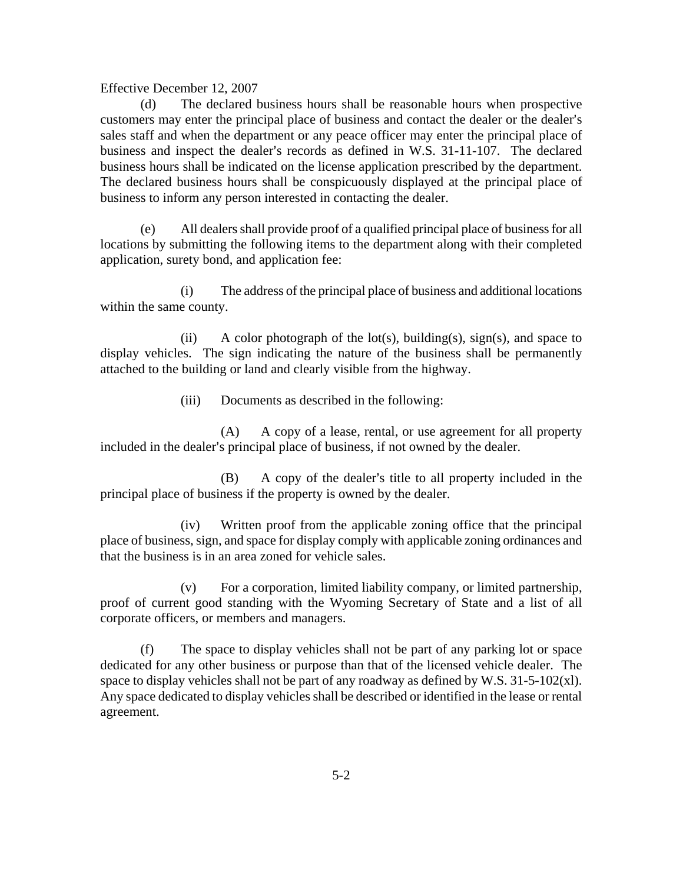Effective December 12, 2007

(d) The declared business hours shall be reasonable hours when prospective customers may enter the principal place of business and contact the dealer or the dealer's sales staff and when the department or any peace officer may enter the principal place of business and inspect the dealer's records as defined in W.S. 31-11-107. The declared business hours shall be indicated on the license application prescribed by the department. The declared business hours shall be conspicuously displayed at the principal place of business to inform any person interested in contacting the dealer.

(e) All dealers shall provide proof of a qualified principal place of business for all locations by submitting the following items to the department along with their completed application, surety bond, and application fee:

(i) The address of the principal place of business and additional locations within the same county.

(ii) A color photograph of the lot(s), building(s), sign(s), and space to display vehicles. The sign indicating the nature of the business shall be permanently attached to the building or land and clearly visible from the highway.

(iii) Documents as described in the following:

(A) A copy of a lease, rental, or use agreement for all property included in the dealer's principal place of business, if not owned by the dealer.

(B) A copy of the dealer's title to all property included in the principal place of business if the property is owned by the dealer.

(iv) Written proof from the applicable zoning office that the principal place of business, sign, and space for display comply with applicable zoning ordinances and that the business is in an area zoned for vehicle sales.

(v) For a corporation, limited liability company, or limited partnership, proof of current good standing with the Wyoming Secretary of State and a list of all corporate officers, or members and managers.

(f) The space to display vehicles shall not be part of any parking lot or space dedicated for any other business or purpose than that of the licensed vehicle dealer. The space to display vehicles shall not be part of any roadway as defined by W.S. 31-5-102(xl). Any space dedicated to display vehicles shall be described or identified in the lease or rental agreement.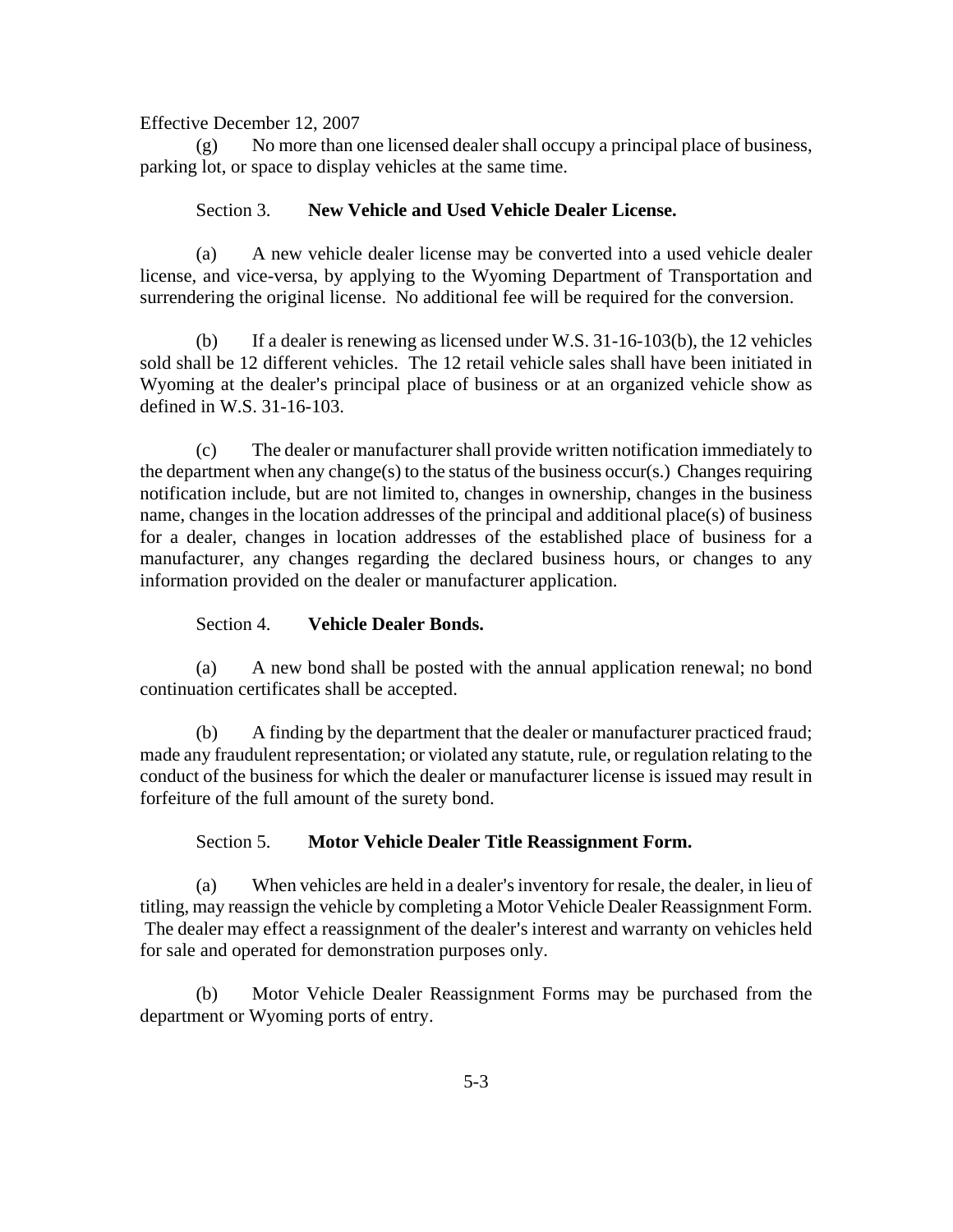Effective December 12, 2007

(g) No more than one licensed dealer shall occupy a principal place of business, parking lot, or space to display vehicles at the same time.

Section 3. **New Vehicle and Used Vehicle Dealer License.**

(a) A new vehicle dealer license may be converted into a used vehicle dealer license, and vice-versa, by applying to the Wyoming Department of Transportation and surrendering the original license. No additional fee will be required for the conversion.

(b) If a dealer is renewing as licensed under W.S. 31-16-103(b), the 12 vehicles sold shall be 12 different vehicles. The 12 retail vehicle sales shall have been initiated in Wyoming at the dealer's principal place of business or at an organized vehicle show as defined in W.S. 31-16-103.

(c) The dealer or manufacturer shall provide written notification immediately to the department when any change(s) to the status of the business occur(s.) Changes requiring notification include, but are not limited to, changes in ownership, changes in the business name, changes in the location addresses of the principal and additional place(s) of business for a dealer, changes in location addresses of the established place of business for a manufacturer, any changes regarding the declared business hours, or changes to any information provided on the dealer or manufacturer application.

Section 4. **Vehicle Dealer Bonds.**

(a) A new bond shall be posted with the annual application renewal; no bond continuation certificates shall be accepted.

(b) A finding by the department that the dealer or manufacturer practiced fraud; made any fraudulent representation; or violated any statute, rule, or regulation relating to the conduct of the business for which the dealer or manufacturer license is issued may result in forfeiture of the full amount of the surety bond.

Section 5. **Motor Vehicle Dealer Title Reassignment Form.**

(a) When vehicles are held in a dealer's inventory for resale, the dealer, in lieu of titling, may reassign the vehicle by completing a Motor Vehicle Dealer Reassignment Form. The dealer may effect a reassignment of the dealer's interest and warranty on vehicles held for sale and operated for demonstration purposes only.

(b) Motor Vehicle Dealer Reassignment Forms may be purchased from the department or Wyoming ports of entry.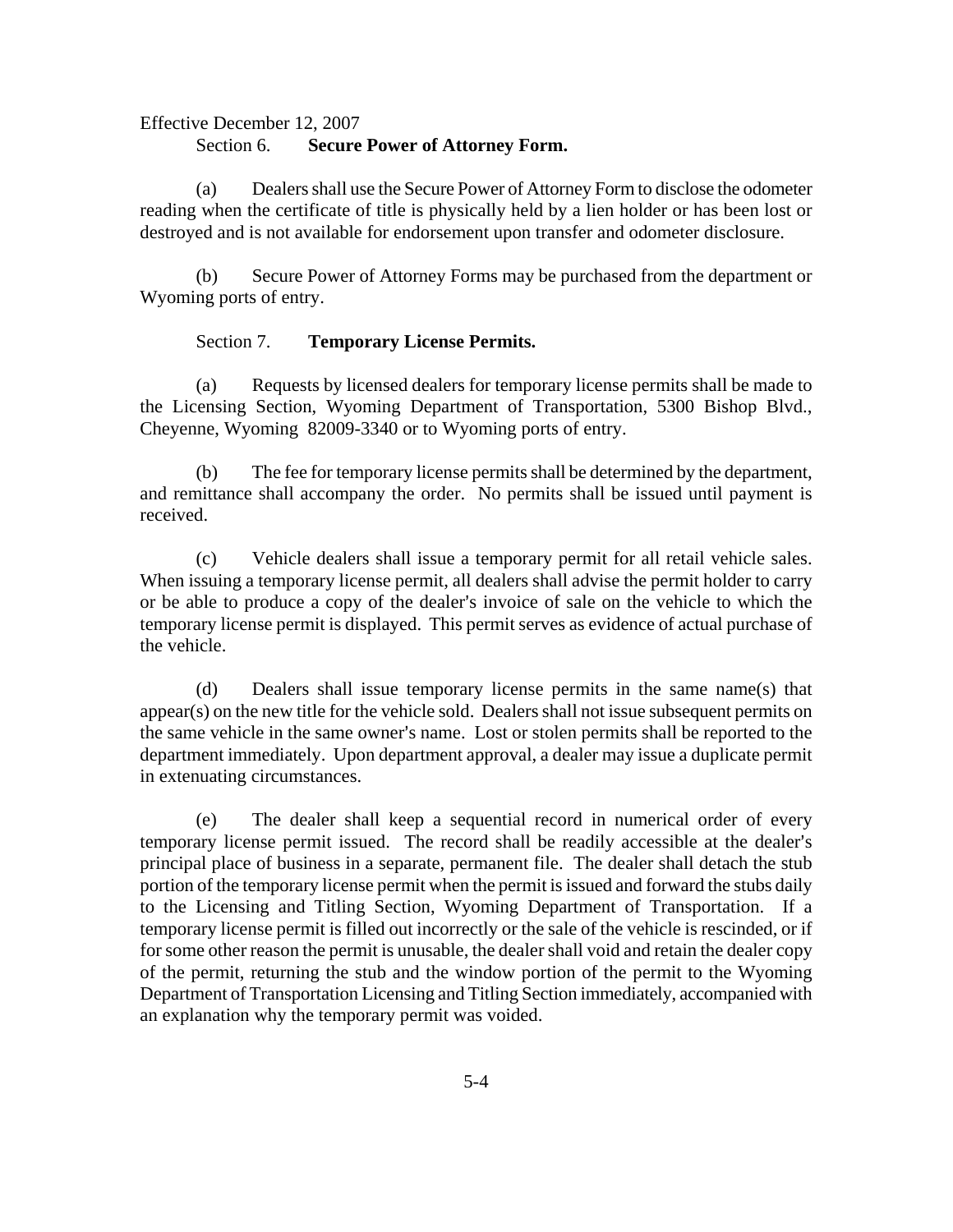Effective December 12, 2007

Section 6. **Secure Power of Attorney Form.**

(a) Dealers shall use the Secure Power of Attorney Form to disclose the odometer reading when the certificate of title is physically held by a lien holder or has been lost or destroyed and is not available for endorsement upon transfer and odometer disclosure.

(b) Secure Power of Attorney Forms may be purchased from the department or Wyoming ports of entry.

Section 7. **Temporary License Permits.**

(a) Requests by licensed dealers for temporary license permits shall be made to the Licensing Section, Wyoming Department of Transportation, 5300 Bishop Blvd., Cheyenne, Wyoming 82009-3340 or to Wyoming ports of entry.

(b) The fee for temporary license permits shall be determined by the department, and remittance shall accompany the order. No permits shall be issued until payment is received.

(c) Vehicle dealers shall issue a temporary permit for all retail vehicle sales. When issuing a temporary license permit, all dealers shall advise the permit holder to carry or be able to produce a copy of the dealer's invoice of sale on the vehicle to which the temporary license permit is displayed. This permit serves as evidence of actual purchase of the vehicle.

(d) Dealers shall issue temporary license permits in the same name(s) that appear(s) on the new title for the vehicle sold. Dealers shall not issue subsequent permits on the same vehicle in the same owner's name. Lost or stolen permits shall be reported to the department immediately. Upon department approval, a dealer may issue a duplicate permit in extenuating circumstances.

(e) The dealer shall keep a sequential record in numerical order of every temporary license permit issued. The record shall be readily accessible at the dealer's principal place of business in a separate, permanent file. The dealer shall detach the stub portion of the temporary license permit when the permit is issued and forward the stubs daily to the Licensing and Titling Section, Wyoming Department of Transportation. If a temporary license permit is filled out incorrectly or the sale of the vehicle is rescinded, or if for some other reason the permit is unusable, the dealer shall void and retain the dealer copy of the permit, returning the stub and the window portion of the permit to the Wyoming Department of Transportation Licensing and Titling Section immediately, accompanied with an explanation why the temporary permit was voided.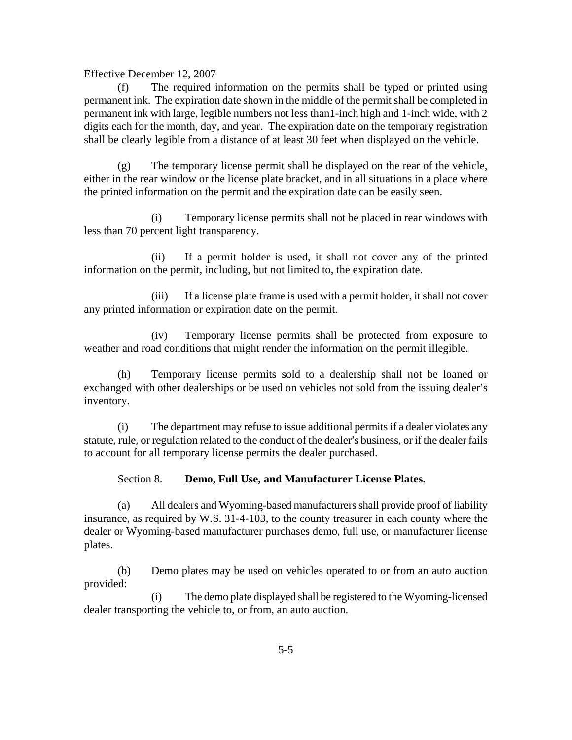Effective December 12, 2007

(f) The required information on the permits shall be typed or printed using permanent ink. The expiration date shown in the middle of the permit shall be completed in permanent ink with large, legible numbers not less than1-inch high and 1-inch wide, with 2 digits each for the month, day, and year. The expiration date on the temporary registration shall be clearly legible from a distance of at least 30 feet when displayed on the vehicle.

(g) The temporary license permit shall be displayed on the rear of the vehicle, either in the rear window or the license plate bracket, and in all situations in a place where the printed information on the permit and the expiration date can be easily seen.

(i) Temporary license permits shall not be placed in rear windows with less than 70 percent light transparency.

(ii) If a permit holder is used, it shall not cover any of the printed information on the permit, including, but not limited to, the expiration date.

(iii) If a license plate frame is used with a permit holder, it shall not cover any printed information or expiration date on the permit.

(iv) Temporary license permits shall be protected from exposure to weather and road conditions that might render the information on the permit illegible.

(h) Temporary license permits sold to a dealership shall not be loaned or exchanged with other dealerships or be used on vehicles not sold from the issuing dealer's inventory.

(i) The department may refuse to issue additional permits if a dealer violates any statute, rule, or regulation related to the conduct of the dealer's business, or if the dealer fails to account for all temporary license permits the dealer purchased.

Section 8. **Demo, Full Use, and Manufacturer License Plates.**

(a) All dealers and Wyoming-based manufacturers shall provide proof of liability insurance, as required by W.S. 31-4-103, to the county treasurer in each county where the dealer or Wyoming-based manufacturer purchases demo, full use, or manufacturer license plates.

(b) Demo plates may be used on vehicles operated to or from an auto auction provided:

(i) The demo plate displayed shall be registered to the Wyoming-licensed dealer transporting the vehicle to, or from, an auto auction.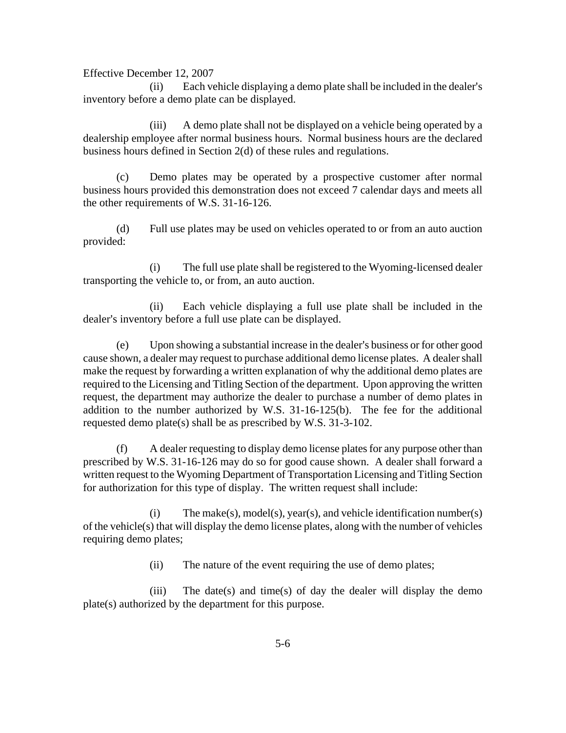Effective December 12, 2007

(ii) Each vehicle displaying a demo plate shall be included in the dealer's inventory before a demo plate can be displayed.

(iii) A demo plate shall not be displayed on a vehicle being operated by a dealership employee after normal business hours. Normal business hours are the declared business hours defined in Section 2(d) of these rules and regulations.

(c) Demo plates may be operated by a prospective customer after normal business hours provided this demonstration does not exceed 7 calendar days and meets all the other requirements of W.S. 31-16-126.

(d) Full use plates may be used on vehicles operated to or from an auto auction provided:

(i) The full use plate shall be registered to the Wyoming-licensed dealer transporting the vehicle to, or from, an auto auction.

(ii) Each vehicle displaying a full use plate shall be included in the dealer's inventory before a full use plate can be displayed.

(e) Upon showing a substantial increase in the dealer's business or for other good cause shown, a dealer may request to purchase additional demo license plates. A dealer shall make the request by forwarding a written explanation of why the additional demo plates are required to the Licensing and Titling Section of the department. Upon approving the written request, the department may authorize the dealer to purchase a number of demo plates in addition to the number authorized by W.S. 31-16-125(b). The fee for the additional requested demo plate(s) shall be as prescribed by W.S. 31-3-102.

(f) A dealer requesting to display demo license plates for any purpose other than prescribed by W.S. 31-16-126 may do so for good cause shown. A dealer shall forward a written request to the Wyoming Department of Transportation Licensing and Titling Section for authorization for this type of display. The written request shall include:

(i) The make(s), model(s), year(s), and vehicle identification number(s) of the vehicle(s) that will display the demo license plates, along with the number of vehicles requiring demo plates;

(ii) The nature of the event requiring the use of demo plates;

(iii) The date(s) and time(s) of day the dealer will display the demo plate(s) authorized by the department for this purpose.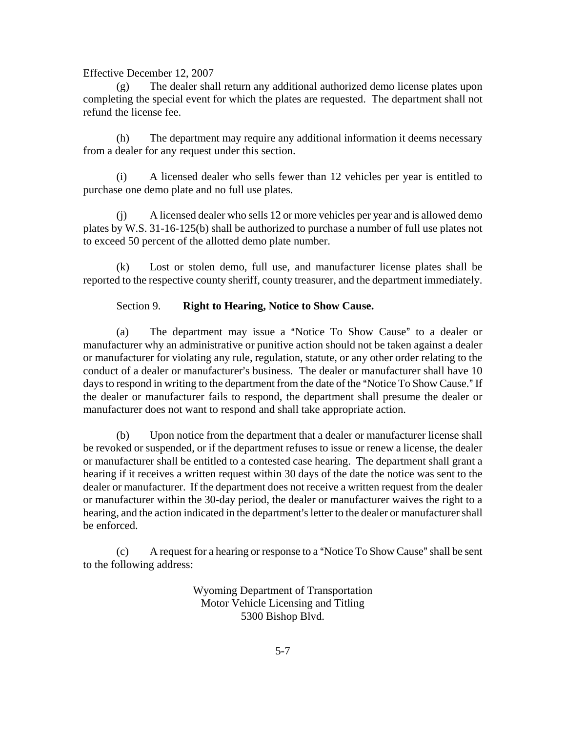Effective December 12, 2007

(g) The dealer shall return any additional authorized demo license plates upon completing the special event for which the plates are requested. The department shall not refund the license fee.

(h) The department may require any additional information it deems necessary from a dealer for any request under this section.

(i) A licensed dealer who sells fewer than 12 vehicles per year is entitled to purchase one demo plate and no full use plates.

(j) A licensed dealer who sells 12 or more vehicles per year and is allowed demo plates by W.S. 31-16-125(b) shall be authorized to purchase a number of full use plates not to exceed 50 percent of the allotted demo plate number.

(k) Lost or stolen demo, full use, and manufacturer license plates shall be reported to the respective county sheriff, county treasurer, and the department immediately.

Section 9. **Right to Hearing, Notice to Show Cause.**

(a) The department may issue a "Notice To Show Cause" to a dealer or manufacturer why an administrative or punitive action should not be taken against a dealer or manufacturer for violating any rule, regulation, statute, or any other order relating to the conduct of a dealer or manufacturer's business. The dealer or manufacturer shall have 10 days to respond in writing to the department from the date of the "Notice To Show Cause." If the dealer or manufacturer fails to respond, the department shall presume the dealer or manufacturer does not want to respond and shall take appropriate action.

(b) Upon notice from the department that a dealer or manufacturer license shall be revoked or suspended, or if the department refuses to issue or renew a license, the dealer or manufacturer shall be entitled to a contested case hearing. The department shall grant a hearing if it receives a written request within 30 days of the date the notice was sent to the dealer or manufacturer. If the department does not receive a written request from the dealer or manufacturer within the 30-day period, the dealer or manufacturer waives the right to a hearing, and the action indicated in the department's letter to the dealer or manufacturer shall be enforced.

(c) A request for a hearing or response to a "Notice To Show Cause" shall be sent to the following address:

Wyoming Department of Transportation
Motor Vehicle Licensing and Titling
5300 Bishop Blvd.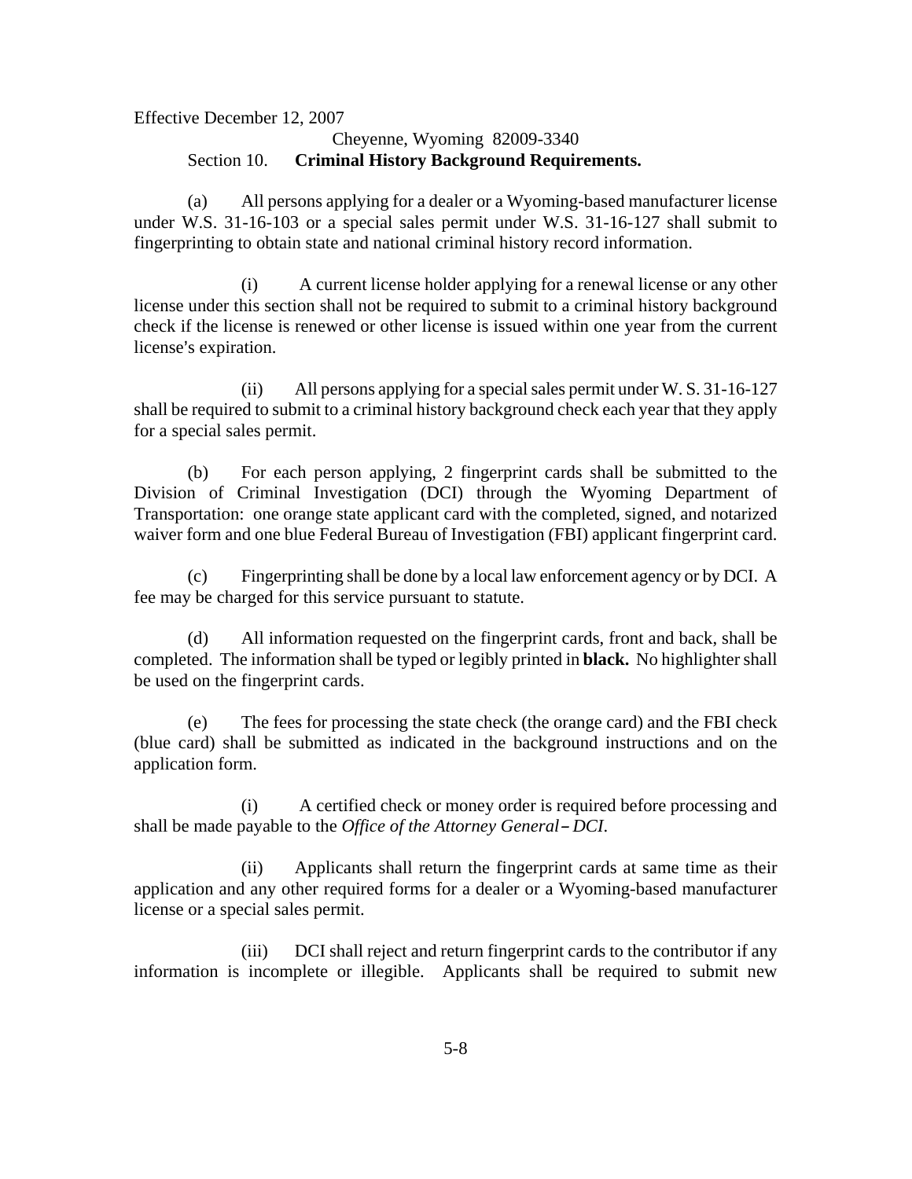Effective December 12, 2007

Cheyenne, Wyoming 82009-3340

Section 10. **Criminal History Background Requirements.**

(a) All persons applying for a dealer or a Wyoming-based manufacturer license under W.S. 31-16-103 or a special sales permit under W.S. 31-16-127 shall submit to fingerprinting to obtain state and national criminal history record information.

(i) A current license holder applying for a renewal license or any other license under this section shall not be required to submit to a criminal history background check if the license is renewed or other license is issued within one year from the current license's expiration.

(ii) All persons applying for a special sales permit under W. S. 31-16-127 shall be required to submit to a criminal history background check each year that they apply for a special sales permit.

(b) For each person applying, 2 fingerprint cards shall be submitted to the Division of Criminal Investigation (DCI) through the Wyoming Department of Transportation: one orange state applicant card with the completed, signed, and notarized waiver form and one blue Federal Bureau of Investigation (FBI) applicant fingerprint card.

(c) Fingerprinting shall be done by a local law enforcement agency or by DCI. A fee may be charged for this service pursuant to statute.

(d) All information requested on the fingerprint cards, front and back, shall be completed. The information shall be typed or legibly printed in **black.** No highlighter shall be used on the fingerprint cards.

(e) The fees for processing the state check (the orange card) and the FBI check (blue card) shall be submitted as indicated in the background instructions and on the application form.

(i) A certified check or money order is required before processing and shall be made payable to the *Office of the Attorney General – DCI*.

(ii) Applicants shall return the fingerprint cards at same time as their application and any other required forms for a dealer or a Wyoming-based manufacturer license or a special sales permit.

(iii) DCI shall reject and return fingerprint cards to the contributor if any information is incomplete or illegible. Applicants shall be required to submit new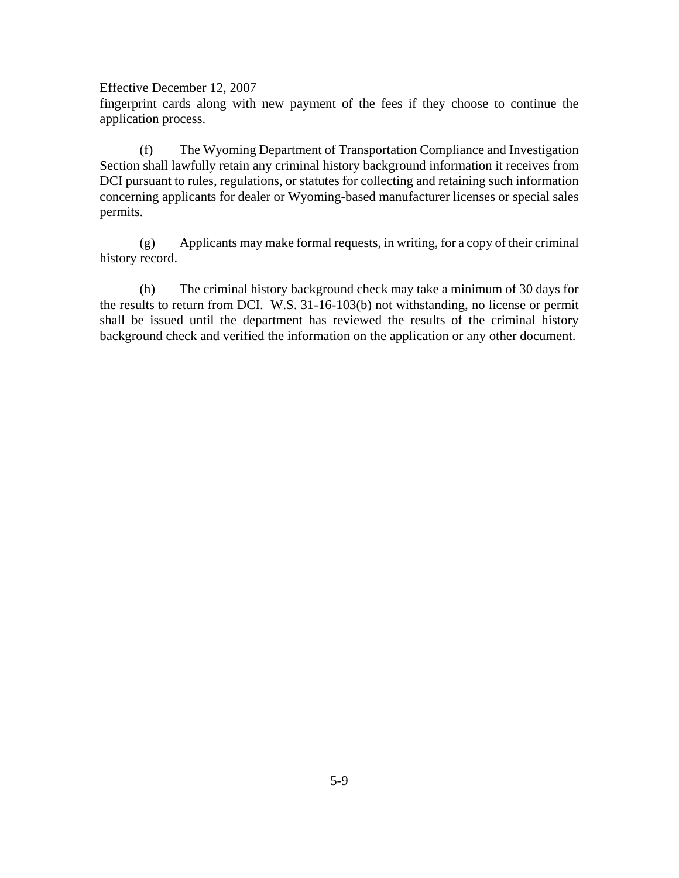fingerprint cards along with new payment of the fees if they choose to continue the application process.

(f) The Wyoming Department of Transportation Compliance and Investigation Section shall lawfully retain any criminal history background information it receives from DCI pursuant to rules, regulations, or statutes for collecting and retaining such information concerning applicants for dealer or Wyoming-based manufacturer licenses or special sales permits.

(g) Applicants may make formal requests, in writing, for a copy of their criminal history record.

(h) The criminal history background check may take a minimum of 30 days for the results to return from DCI. W.S. 31-16-103(b) not withstanding, no license or permit shall be issued until the department has reviewed the results of the criminal history background check and verified the information on the application or any other document.